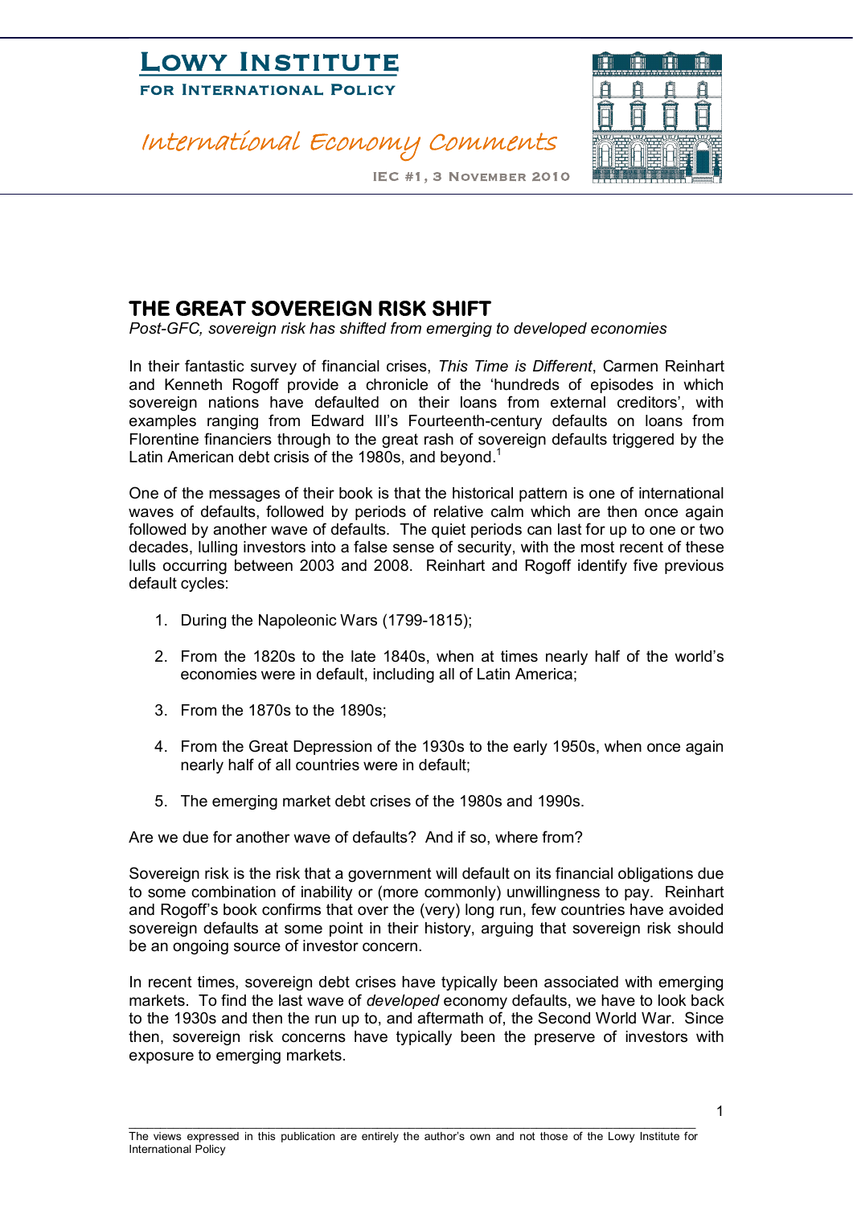# Lowy Institute for International Policy

*International Economy Comments*

IEC #1, 3 November 2010

## THE GREAT SOVEREIGN RISK SHIFT

*Post-GFC, sovereign risk has shifted from emerging to developed economies*

In their fantastic survey of financial crises, *This Time is Different*, Carmen Reinhart and Kenneth Rogoff provide a chronicle of the 'hundreds of episodes in which sovereign nations have defaulted on their loans from external creditors', with examples ranging from Edward III's Fourteenth-century defaults on loans from Florentine financiers through to the great rash of sovereign defaults triggered by the Latin American debt crisis of the 1980s, and beyond.[1]

One of the messages of their book is that the historical pattern is one of international waves of defaults, followed by periods of relative calm which are then once again followed by another wave of defaults. The quiet periods can last for up to one or two decades, lulling investors into a false sense of security, with the most recent of these lulls occurring between 2003 and 2008. Reinhart and Rogoff identify five previous default cycles:

1. During the Napoleonic Wars (1799-1815);
2. From the 1820s to the late 1840s, when at times nearly half of the world's economies were in default, including all of Latin America;
3. From the 1870s to the 1890s;
4. From the Great Depression of the 1930s to the early 1950s, when once again nearly half of all countries were in default;
5. The emerging market debt crises of the 1980s and 1990s.

Are we due for another wave of defaults? And if so, where from?

Sovereign risk is the risk that a government will default on its financial obligations due to some combination of inability or (more commonly) unwillingness to pay. Reinhart and Rogoff's book confirms that over the (very) long run, few countries have avoided sovereign defaults at some point in their history, arguing that sovereign risk should be an ongoing source of investor concern.

In recent times, sovereign debt crises have typically been associated with emerging markets. To find the last wave of *developed* economy defaults, we have to look back to the 1930s and then the run up to, and aftermath of, the Second World War. Since then, sovereign risk concerns have typically been the preserve of investors with exposure to emerging markets.

The views expressed in this publication are entirely the author's own and not those of the Lowy Institute for International Policy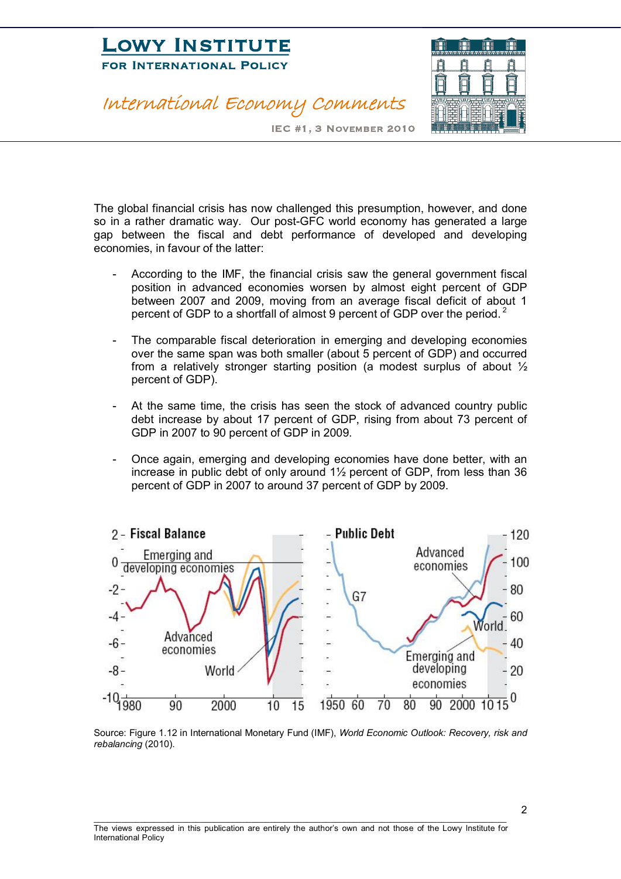The global financial crisis has now challenged this presumption, however, and done so in a rather dramatic way. Our post-GFC world economy has generated a large gap between the fiscal and debt performance of developed and developing economies, in favour of the latter:

- According to the IMF, the financial crisis saw the general government fiscal position in advanced economies worsen by almost eight percent of GDP between 2007 and 2009, moving from an average fiscal deficit of about 1 percent of GDP to a shortfall of almost 9 percent of GDP over the period.[2]

- The comparable fiscal deterioration in emerging and developing economies over the same span was both smaller (about 5 percent of GDP) and occurred from a relatively stronger starting position (a modest surplus of about ½ percent of GDP).

- At the same time, the crisis has seen the stock of advanced country public debt increase by about 17 percent of GDP, rising from about 73 percent of GDP in 2007 to 90 percent of GDP in 2009.

- Once again, emerging and developing economies have done better, with an increase in public debt of only around 1½ percent of GDP, from less than 36 percent of GDP in 2007 to around 37 percent of GDP by 2009.

Source: Figure 1.12 in International Monetary Fund (IMF), *World Economic Outlook: Recovery, risk and rebalancing* (2010).

The views expressed in this publication are entirely the author's own and not those of the Lowy Institute for International Policy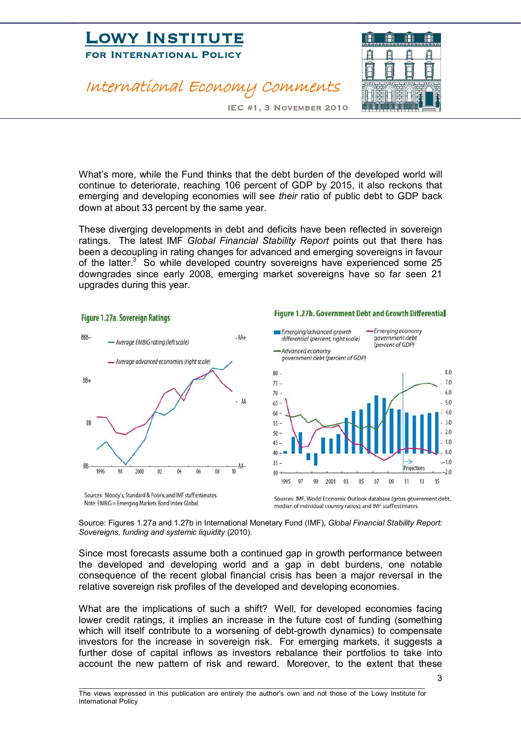What's more, while the Fund thinks that the debt burden of the developed world will continue to deteriorate, reaching 106 percent of GDP by 2015, it also reckons that emerging and developing economies will see *their* ratio of public debt to GDP back down at about 33 percent by the same year.

These diverging developments in debt and deficits have been reflected in sovereign ratings. The latest IMF *Global Financial Stability Report* points out that there has been a decoupling in rating changes for advanced and emerging sovereigns in favour of the latter.[3] So while developed country sovereigns have experienced some 25 downgrades since early 2008, emerging market sovereigns have so far seen 21 upgrades during this year.

**Figure 1.27a. Sovereign Ratings**

Sources: Moody's; Standard & Poor's; and IMF staff estimates.
Note: EMBIG = Emerging Markets Bond Index Global.

**Figure 1.27b. Government Debt and Growth Differential**

Sources: IMF, World Economic Outlook database (gross government debt, median of individual country ratios); and IMF staff estimates.

Source: Figures 1.27a and 1.27b in International Monetary Fund (IMF), *Global Financial Stability Report: Sovereigns, funding and systemic liquidity* (2010).

Since most forecasts assume both a continued gap in growth performance between the developed and developing world and a gap in debt burdens, one notable consequence of the recent global financial crisis has been a major reversal in the relative sovereign risk profiles of the developed and developing economies.

What are the implications of such a shift? Well, for developed economies facing lower credit ratings, it implies an increase in the future cost of funding (something which will itself contribute to a worsening of debt-growth dynamics) to compensate investors for the increase in sovereign risk. For emerging markets, it suggests a further dose of capital inflows as investors rebalance their portfolios to take into account the new pattern of risk and reward. Moreover, to the extent that these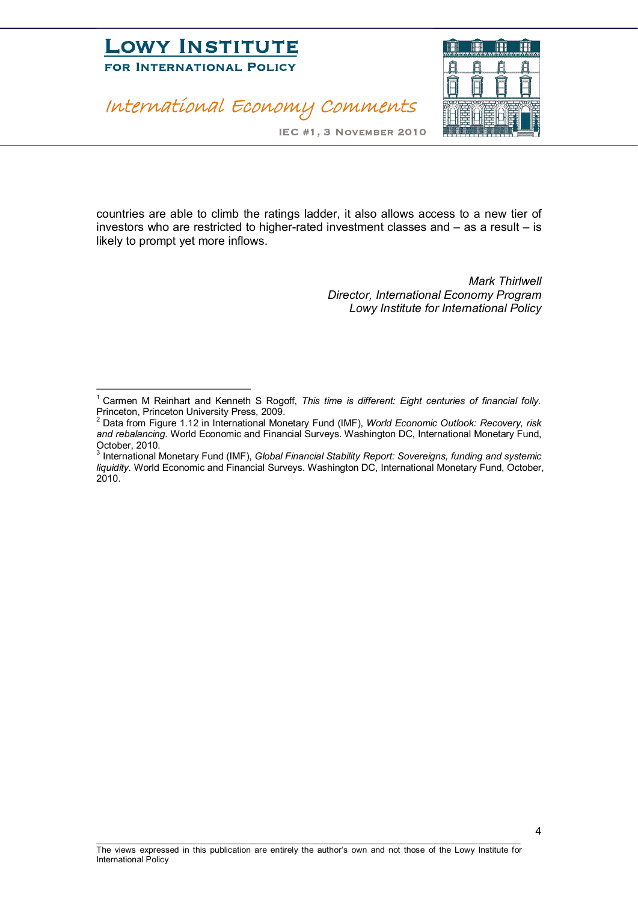countries are able to climb the ratings ladder, it also allows access to a new tier of investors who are restricted to higher-rated investment classes and – as a result – is likely to prompt yet more inflows.

*Mark Thirlwell*
*Director, International Economy Program*
*Lowy Institute for International Policy*

---

[1] Carmen M Reinhart and Kenneth S Rogoff, *This time is different: Eight centuries of financial folly.* Princeton, Princeton University Press, 2009.

[2] Data from Figure 1.12 in International Monetary Fund (IMF), *World Economic Outlook: Recovery, risk and rebalancing.* World Economic and Financial Surveys. Washington DC, International Monetary Fund, October, 2010.

[3] International Monetary Fund (IMF), *Global Financial Stability Report: Sovereigns, funding and systemic liquidity.* World Economic and Financial Surveys. Washington DC, International Monetary Fund, October, 2010.